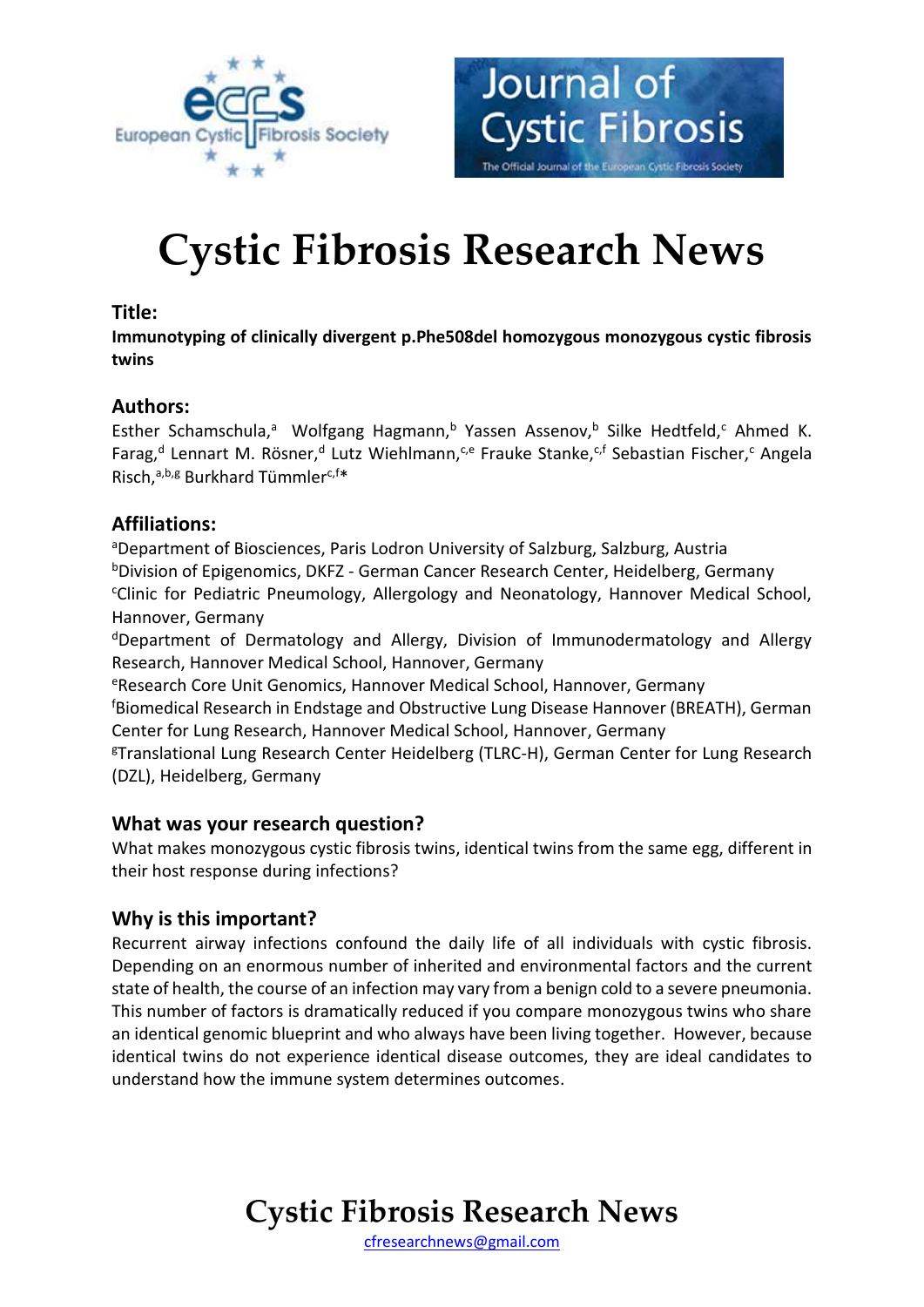# Cystic Fibrosis Research News

## Title:

**Immunotyping of clinically divergent p.Phe508del homozygous monozygous cystic fibrosis twins**

## Authors:

Esther Schamschula,[a] Wolfgang Hagmann,[b] Yassen Assenov,[b] Silke Hedtfeld,[c] Ahmed K. Farag,[d] Lennart M. Rösner,[d] Lutz Wiehlmann,[c,e] Frauke Stanke,[c,f] Sebastian Fischer,[c] Angela Risch,[a,b,g] Burkhard Tümmler[c,f]*

## Affiliations:

[a]Department of Biosciences, Paris Lodron University of Salzburg, Salzburg, Austria
[b]Division of Epigenomics, DKFZ - German Cancer Research Center, Heidelberg, Germany
[c]Clinic for Pediatric Pneumology, Allergology and Neonatology, Hannover Medical School, Hannover, Germany
[d]Department of Dermatology and Allergy, Division of Immunodermatology and Allergy Research, Hannover Medical School, Hannover, Germany
[e]Research Core Unit Genomics, Hannover Medical School, Hannover, Germany
[f]Biomedical Research in Endstage and Obstructive Lung Disease Hannover (BREATH), German Center for Lung Research, Hannover Medical School, Hannover, Germany
[g]Translational Lung Research Center Heidelberg (TLRC-H), German Center for Lung Research (DZL), Heidelberg, Germany

### What was your research question?

What makes monozygous cystic fibrosis twins, identical twins from the same egg, different in their host response during infections?

### Why is this important?

Recurrent airway infections confound the daily life of all individuals with cystic fibrosis. Depending on an enormous number of inherited and environmental factors and the current state of health, the course of an infection may vary from a benign cold to a severe pneumonia. This number of factors is dramatically reduced if you compare monozygous twins who share an identical genomic blueprint and who always have been living together. However, because identical twins do not experience identical disease outcomes, they are ideal candidates to understand how the immune system determines outcomes.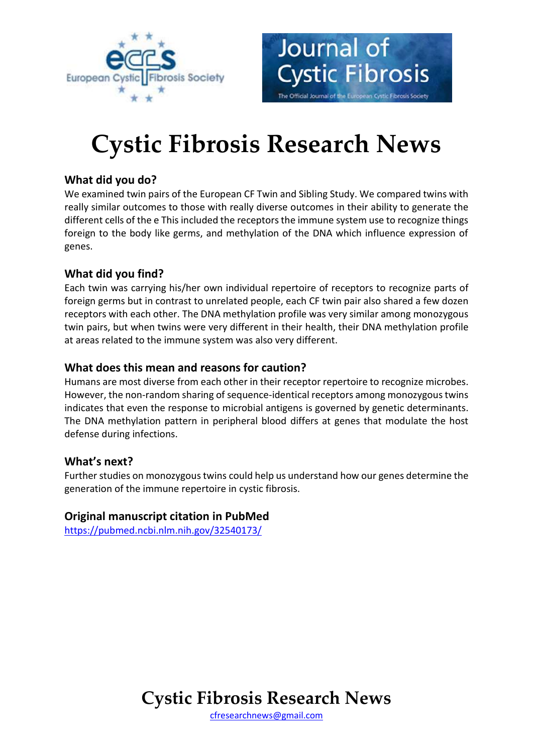# Cystic Fibrosis Research News

### What did you do?

We examined twin pairs of the European CF Twin and Sibling Study. We compared twins with really similar outcomes to those with really diverse outcomes in their ability to generate the different cells of the e This included the receptors the immune system use to recognize things foreign to the body like germs, and methylation of the DNA which influence expression of genes.

### What did you find?

Each twin was carrying his/her own individual repertoire of receptors to recognize parts of foreign germs but in contrast to unrelated people, each CF twin pair also shared a few dozen receptors with each other. The DNA methylation profile was very similar among monozygous twin pairs, but when twins were very different in their health, their DNA methylation profile at areas related to the immune system was also very different.

### What does this mean and reasons for caution?

Humans are most diverse from each other in their receptor repertoire to recognize microbes. However, the non-random sharing of sequence-identical receptors among monozygous twins indicates that even the response to microbial antigens is governed by genetic determinants. The DNA methylation pattern in peripheral blood differs at genes that modulate the host defense during infections.

### What's next?

Further studies on monozygous twins could help us understand how our genes determine the generation of the immune repertoire in cystic fibrosis.

### Original manuscript citation in PubMed

https://pubmed.ncbi.nlm.nih.gov/32540173/

**Cystic Fibrosis Research News**

cfresearchnews@gmail.com